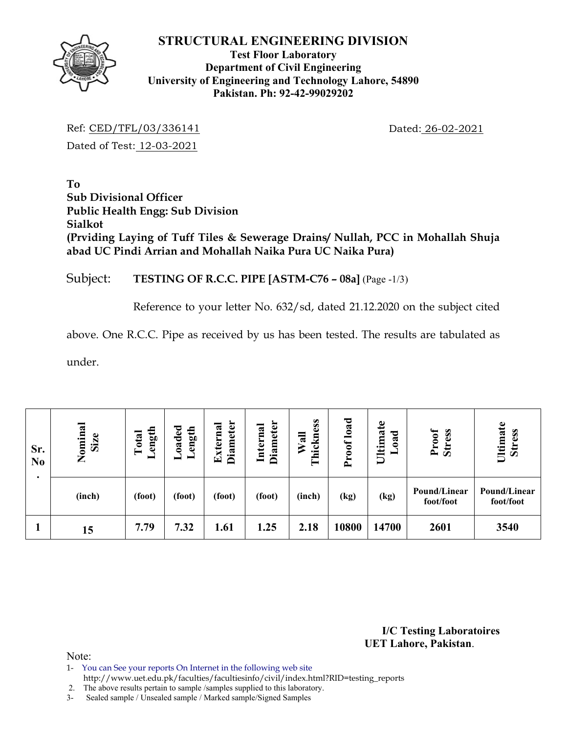# STRUCTURAL ENGINEERING DIVISION

**Test Floor Laboratory**
**Department of Civil Engineering**
**University of Engineering and Technology Lahore, 54890**
**Pakistan. Ph: 92-42-99029202**

Ref: CED/TFL/03/336141 Dated: 26-02-2021

Dated of Test: 12-03-2021

**To**
**Sub Divisional Officer**
**Public Health Engg: Sub Division**
**Sialkot**
**(Prviding Laying of Tuff Tiles & Sewerage Drains/ Nullah, PCC in Mohallah Shuja abad UC Pindi Arrian and Mohallah Naika Pura UC Naika Pura)**

Subject: **TESTING OF R.C.C. PIPE [ASTM-C76 – 08a]** (Page -1/3)

Reference to your letter No. 632/sd, dated 21.12.2020 on the subject cited above. One R.C.C. Pipe as received by us has been tested. The results are tabulated as under.

| Sr. No. | Nominal Size | Total Length | Loaded Length | External Diameter | Internal Diameter | Wall Thickness | Proof load | Ultimate Load | Proof Stress | Ultimate Stress |
|---|---|---|---|---|---|---|---|---|---|---|
| | (inch) | (foot) | (foot) | (foot) | (foot) | (inch) | (kg) | (kg) | Pound/Linear foot/foot | Pound/Linear foot/foot |
| 1 | 15 | 7.79 | 7.32 | 1.61 | 1.25 | 2.18 | 10800 | 14700 | 2601 | 3540 |

**I/C Testing Laboratoires**
**UET Lahore, Pakistan**.

Note:
1- You can See your reports On Internet in the following web site
http://www.uet.edu.pk/faculties/facultiesinfo/civil/index.html?RID=testing_reports
2. The above results pertain to sample /samples supplied to this laboratory.
3- Sealed sample / Unsealed sample / Marked sample/Signed Samples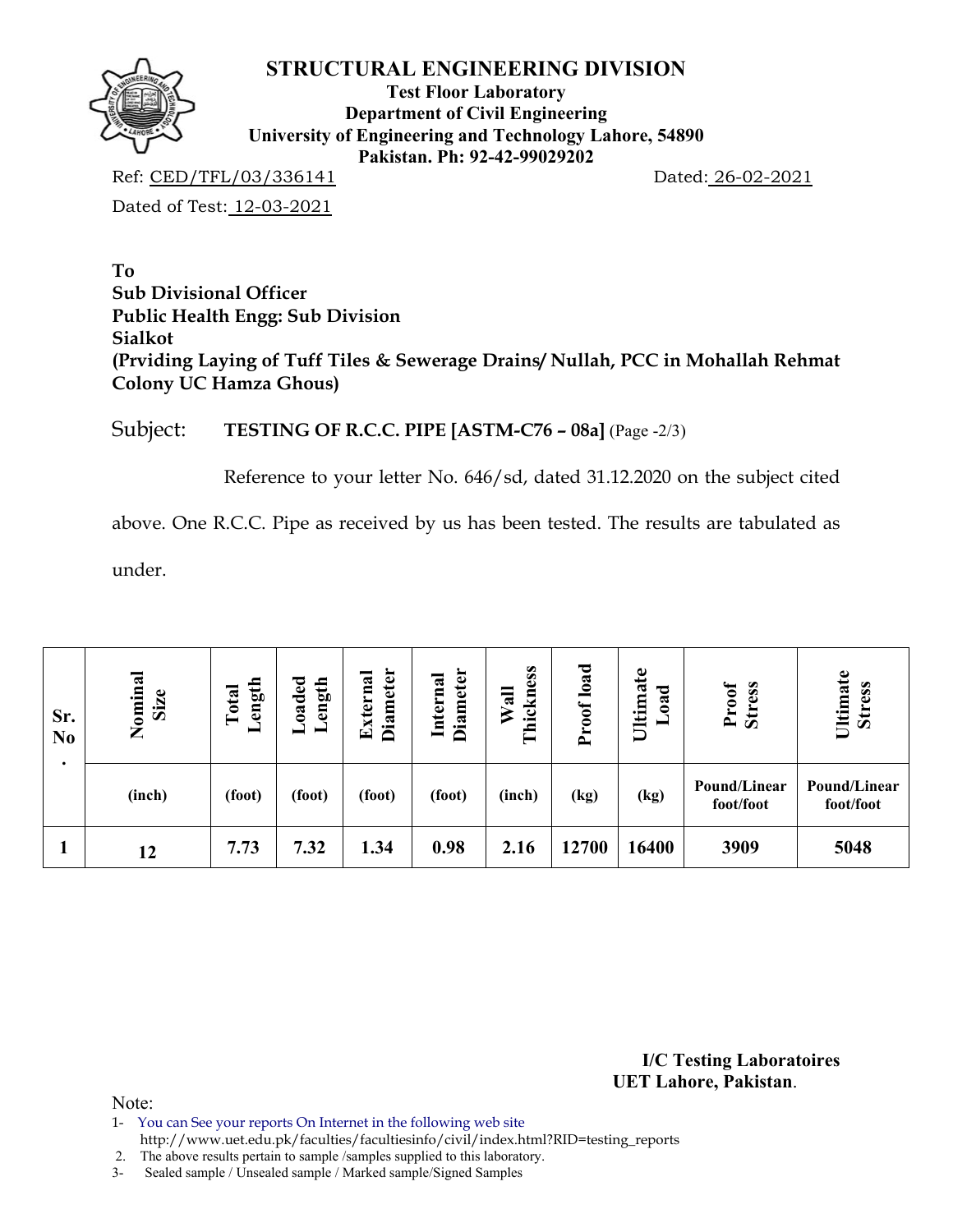# STRUCTURAL ENGINEERING DIVISION

**Test Floor Laboratory**
**Department of Civil Engineering**
**University of Engineering and Technology Lahore, 54890**
**Pakistan. Ph: 92-42-99029202**

Ref: CED/TFL/03/336141 Dated: 26-02-2021

Dated of Test: 12-03-2021

**To**
**Sub Divisional Officer**
**Public Health Engg: Sub Division**
**Sialkot**
**(Prviding Laying of Tuff Tiles & Sewerage Drains/ Nullah, PCC in Mohallah Rehmat Colony UC Hamza Ghous)**

Subject: **TESTING OF R.C.C. PIPE [ASTM-C76 – 08a]** (Page -2/3)

Reference to your letter No. 646/sd, dated 31.12.2020 on the subject cited above. One R.C.C. Pipe as received by us has been tested. The results are tabulated as under.

| Sr. No. | Nominal Size | Total Length | Loaded Length | External Diameter | Internal Diameter | Wall Thickness | Proof load | Ultimate Load | Proof Stress | Ultimate Stress |
|---|---|---|---|---|---|---|---|---|---|---|
| | (inch) | (foot) | (foot) | (foot) | (foot) | (inch) | (kg) | (kg) | Pound/Linear foot/foot | Pound/Linear foot/foot |
| 1 | 12 | 7.73 | 7.32 | 1.34 | 0.98 | 2.16 | 12700 | 16400 | 3909 | 5048 |

**I/C Testing Laboratoires**
**UET Lahore, Pakistan**.

Note:

1- You can See your reports On Internet in the following web site http://www.uet.edu.pk/faculties/facultiesinfo/civil/index.html?RID=testing_reports
2. The above results pertain to sample /samples supplied to this laboratory.
3- Sealed sample / Unsealed sample / Marked sample/Signed Samples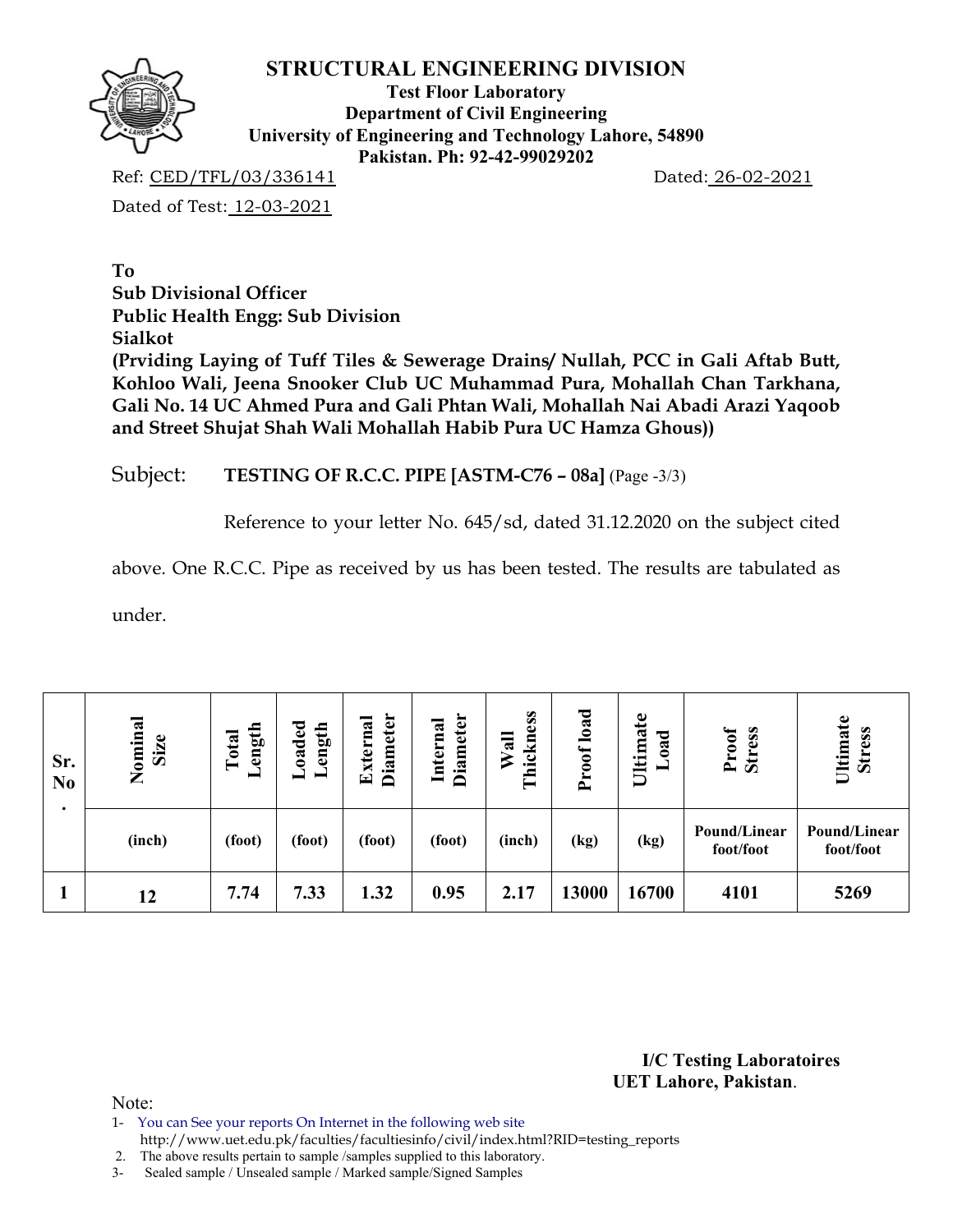# STRUCTURAL ENGINEERING DIVISION

**Test Floor Laboratory**
**Department of Civil Engineering**
**University of Engineering and Technology Lahore, 54890**
**Pakistan. Ph: 92-42-99029202**

Ref: CED/TFL/03/336141 Dated: 26-02-2021

Dated of Test: 12-03-2021

**To**
**Sub Divisional Officer**
**Public Health Engg: Sub Division**
**Sialkot**
**(Prviding Laying of Tuff Tiles & Sewerage Drains/ Nullah, PCC in Gali Aftab Butt, Kohloo Wali, Jeena Snooker Club UC Muhammad Pura, Mohallah Chan Tarkhana, Gali No. 14 UC Ahmed Pura and Gali Phtan Wali, Mohallah Nai Abadi Arazi Yaqoob and Street Shujat Shah Wali Mohallah Habib Pura UC Hamza Ghous))**

Subject: **TESTING OF R.C.C. PIPE [ASTM-C76 – 08a]** (Page -3/3)

Reference to your letter No. 645/sd, dated 31.12.2020 on the subject cited above. One R.C.C. Pipe as received by us has been tested. The results are tabulated as under.

| Sr. No. | Nominal Size | Total Length | Loaded Length | External Diameter | Internal Diameter | Wall Thickness | Proof load | Ultimate Load | Proof Stress | Ultimate Stress |
|---|---|---|---|---|---|---|---|---|---|---|
| | (inch) | (foot) | (foot) | (foot) | (foot) | (inch) | (kg) | (kg) | Pound/Linear foot/foot | Pound/Linear foot/foot |
| 1 | 12 | 7.74 | 7.33 | 1.32 | 0.95 | 2.17 | 13000 | 16700 | 4101 | 5269 |

**I/C Testing Laboratoires**
**UET Lahore, Pakistan**.

Note:
1- You can See your reports On Internet in the following web site http://www.uet.edu.pk/faculties/facultiesinfo/civil/index.html?RID=testing_reports
2. The above results pertain to sample /samples supplied to this laboratory.
3- Sealed sample / Unsealed sample / Marked sample/Signed Samples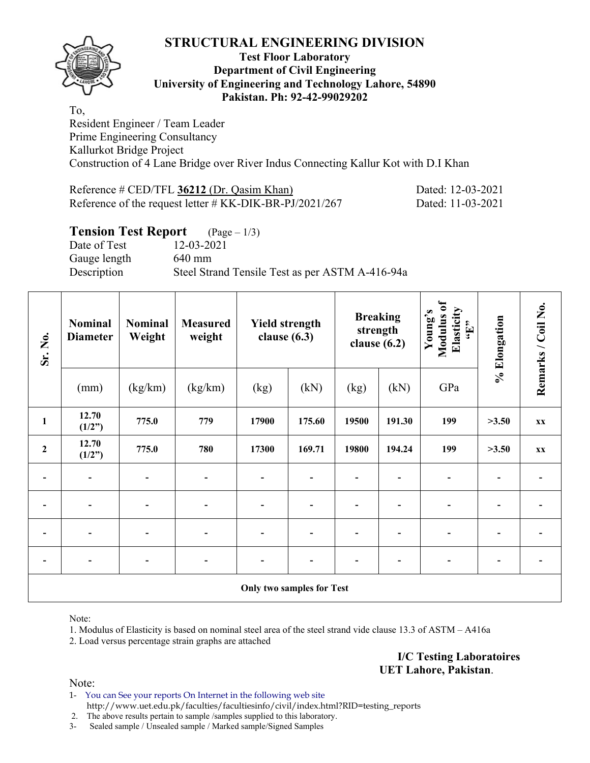# STRUCTURAL ENGINEERING DIVISION

**Test Floor Laboratory**
**Department of Civil Engineering**
**University of Engineering and Technology Lahore, 54890**
**Pakistan. Ph: 92-42-99029202**

To,
Resident Engineer / Team Leader
Prime Engineering Consultancy
Kallurkot Bridge Project
Construction of 4 Lane Bridge over River Indus Connecting Kallur Kot with D.I Khan

Reference # CED/TFL **36212** (Dr. Qasim Khan) Dated: 12-03-2021
Reference of the request letter # KK-DIK-BR-PJ/2021/267 Dated: 11-03-2021

## Tension Test Report (Page – 1/3)

Date of Test 12-03-2021
Gauge length 640 mm
Description Steel Strand Tensile Test as per ASTM A-416-94a

| Sr. No. | Nominal Diameter | Nominal Weight | Measured weight | Yield strength clause (6.3) | | Breaking strength clause (6.2) | | Young's Modulus of Elasticity "E" | % Elongation | Remarks / Coil No. |
|---|---|---|---|---|---|---|---|---|---|---|
| | (mm) | (kg/km) | (kg/km) | (kg) | (kN) | (kg) | (kN) | GPa | | |
| **1** | **12.70 (1/2")** | **775.0** | **779** | **17900** | **175.60** | **19500** | **191.30** | **199** | **>3.50** | **xx** |
| **2** | **12.70 (1/2")** | **775.0** | **780** | **17300** | **169.71** | **19800** | **194.24** | **199** | **>3.50** | **xx** |
| - | - | - | - | - | - | - | - | - | - | - |
| - | - | - | - | - | - | - | - | - | - | - |
| - | - | - | - | - | - | - | - | - | - | - |
| - | - | - | - | - | - | - | - | - | - | - |
| **Only two samples for Test** | | | | | | | | | | |

Note:
1. Modulus of Elasticity is based on nominal steel area of the steel strand vide clause 13.3 of ASTM – A416a
2. Load versus percentage strain graphs are attached

**I/C Testing Laboratoires**
**UET Lahore, Pakistan**.

Note:
1- You can See your reports On Internet in the following web site
http://www.uet.edu.pk/faculties/facultiesinfo/civil/index.html?RID=testing_reports
2. The above results pertain to sample /samples supplied to this laboratory.
3- Sealed sample / Unsealed sample / Marked sample/Signed Samples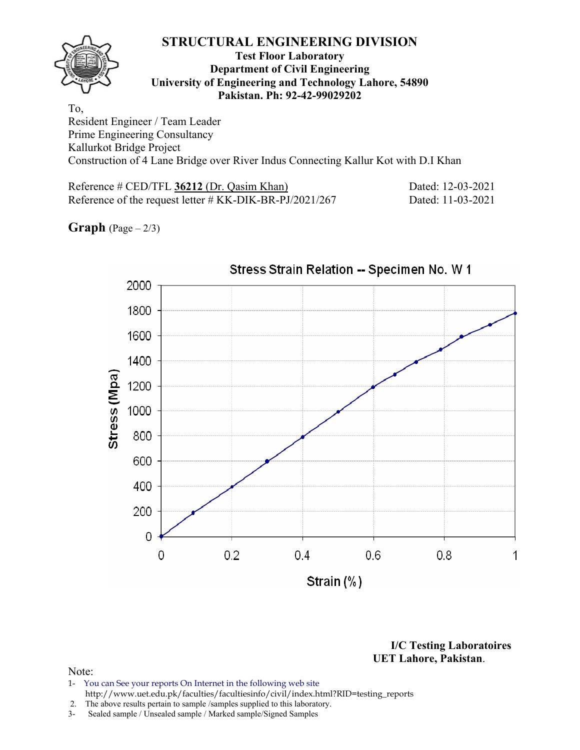# STRUCTURAL ENGINEERING DIVISION

**Test Floor Laboratory**
**Department of Civil Engineering**
**University of Engineering and Technology Lahore, 54890**
**Pakistan. Ph: 92-42-99029202**

To,
Resident Engineer / Team Leader
Prime Engineering Consultancy
Kallurkot Bridge Project
Construction of 4 Lane Bridge over River Indus Connecting Kallur Kot with D.I Khan

Reference # CED/TFL **36212** (Dr. Qasim Khan) Dated: 12-03-2021
Reference of the request letter # KK-DIK-BR-PJ/2021/267 Dated: 11-03-2021

**Graph** (Page – 2/3)

Stress Strain Relation -- Specimen No. W 1

Stress (Mpa)

Strain (%)

**I/C Testing Laboratoires**
**UET Lahore, Pakistan.**

Note:
1- You can See your reports On Internet in the following web site
http://www.uet.edu.pk/faculties/facultiesinfo/civil/index.html?RID=testing_reports
2. The above results pertain to sample /samples supplied to this laboratory.
3- Sealed sample / Unsealed sample / Marked sample/Signed Samples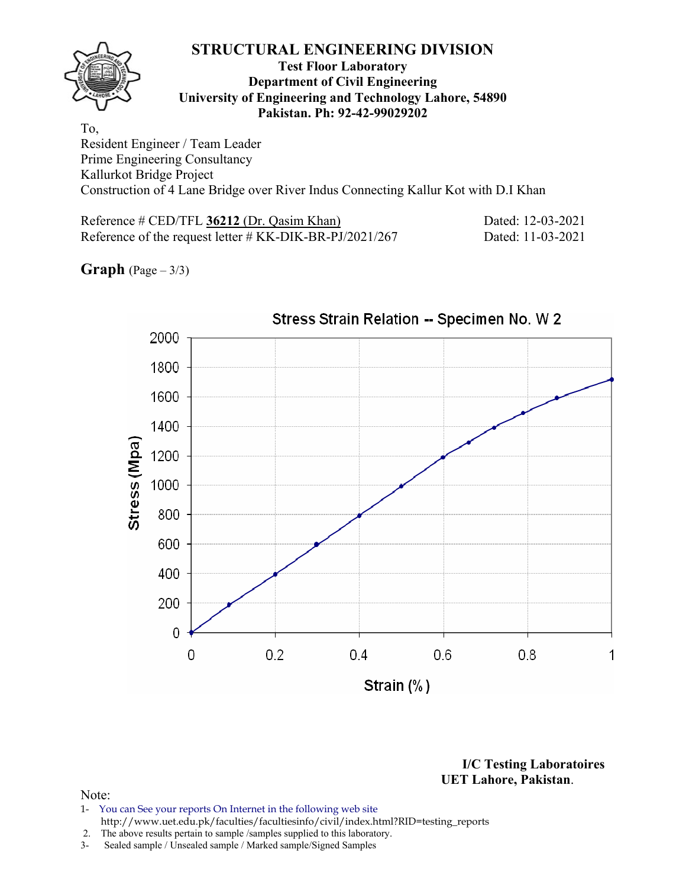# STRUCTURAL ENGINEERING DIVISION

**Test Floor Laboratory**
**Department of Civil Engineering**
**University of Engineering and Technology Lahore, 54890**
**Pakistan. Ph: 92-42-99029202**

To,
Resident Engineer / Team Leader
Prime Engineering Consultancy
Kallurkot Bridge Project
Construction of 4 Lane Bridge over River Indus Connecting Kallur Kot with D.I Khan

Reference # CED/TFL **36212** (Dr. Qasim Khan) Dated: 12-03-2021
Reference of the request letter # KK-DIK-BR-PJ/2021/267 Dated: 11-03-2021

**Graph** (Page – 3/3)

Stress Strain Relation -- Specimen No. W 2

Stress (Mpa)

2000
1800
1600
1400
1200
1000
800
600
400
200
0

0 0.2 0.4 0.6 0.8 1

Strain (%)

**I/C Testing Laboratoires**
**UET Lahore, Pakistan**.

Note:

1- You can See your reports On Internet in the following web site
http://www.uet.edu.pk/faculties/facultiesinfo/civil/index.html?RID=testing_reports
2. The above results pertain to sample /samples supplied to this laboratory.
3- Sealed sample / Unsealed sample / Marked sample/Signed Samples